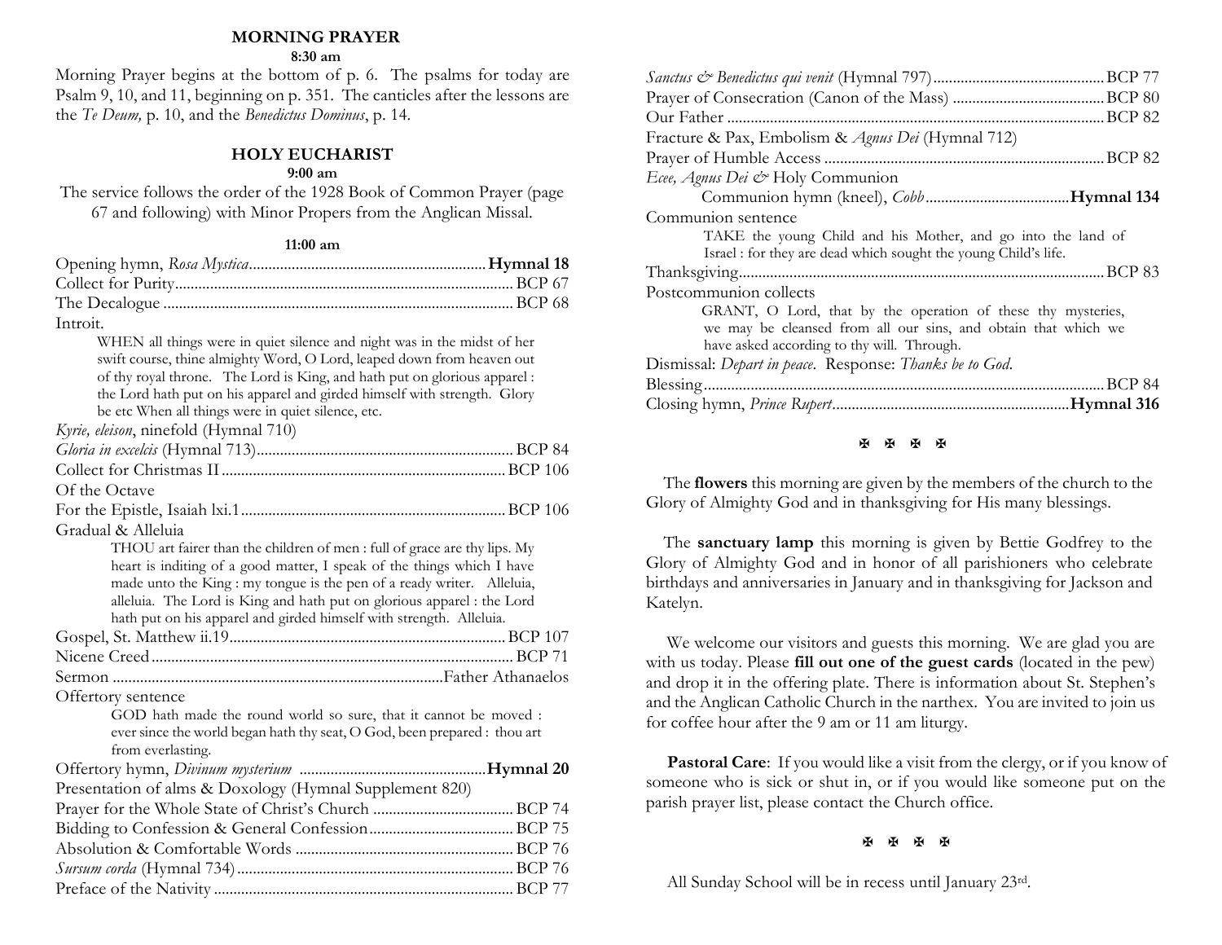## MORNING PRAYER

**8:30 am**

Morning Prayer begins at the bottom of p. 6. The psalms for today are Psalm 9, 10, and 11, beginning on p. 351. The canticles after the lessons are the *Te Deum,* p. 10, and the *Benedictus Dominus*, p. 14.

## HOLY EUCHARIST

**9:00 am**

The service follows the order of the 1928 Book of Common Prayer (page 67 and following) with Minor Propers from the Anglican Missal.

**11:00 am**

Opening hymn, *Rosa Mystica*............................................................ **Hymnal 18**
Collect for Purity...................................................................................... BCP 67
The Decalogue ......................................................................................... BCP 68
Introit.

WHEN all things were in quiet silence and night was in the midst of her swift course, thine almighty Word, O Lord, leaped down from heaven out of thy royal throne. The Lord is King, and hath put on glorious apparel : the Lord hath put on his apparel and girded himself with strength. Glory be etc When all things were in quiet silence, etc.

*Kyrie, eleison*, ninefold (Hymnal 710)
*Gloria in excelcis* (Hymnal 713).................................................................. BCP 84
Collect for Christmas II......................................................................... BCP 106
Of the Octave
For the Epistle, Isaiah lxi.1..................................................................... BCP 106
Gradual & Alleluia

THOU art fairer than the children of men : full of grace are thy lips. My heart is inditing of a good matter, I speak of the things which I have made unto the King : my tongue is the pen of a ready writer. Alleluia, alleluia. The Lord is King and hath put on glorious apparel : the Lord hath put on his apparel and girded himself with strength. Alleluia.

Gospel, St. Matthew ii.19....................................................................... BCP 107
Nicene Creed ............................................................................................ BCP 71
Sermon ...................................................................................Father Athanaelos
Offertory sentence

GOD hath made the round world so sure, that it cannot be moved : ever since the world began hath thy seat, O God, been prepared : thou art from everlasting.

Offertory hymn, *Divinum mysterium* ................................................**Hymnal 20**
Presentation of alms & Doxology (Hymnal Supplement 820)
Prayer for the Whole State of Christ's Church .................................... BCP 74
Bidding to Confession & General Confession..................................... BCP 75
Absolution & Comfortable Words ........................................................ BCP 76
*Sursum corda* (Hymnal 734) ....................................................................... BCP 76
Preface of the Nativity ............................................................................ BCP 77
*Sanctus & Benedictus qui venit* (Hymnal 797)........................................... BCP 77
Prayer of Consecration (Canon of the Mass) ....................................... BCP 80
Our Father ................................................................................................ BCP 82
Fracture & Pax, Embolism & *Agnus Dei* (Hymnal 712)
Prayer of Humble Access ....................................................................... BCP 82
*Ecee, Agnus Dei &* Holy Communion

Communion hymn (kneel), *Cobb*.....................................**Hymnal 134**

Communion sentence

TAKE the young Child and his Mother, and go into the land of Israel : for they are dead which sought the young Child's life.

Thanksgiving............................................................................................. BCP 83
Postcommunion collects

GRANT, O Lord, that by the operation of these thy mysteries, we may be cleansed from all our sins, and obtain that which we have asked according to thy will. Through.

Dismissal: *Depart in peace*. Response: *Thanks be to God*.
Blessing...................................................................................................... BCP 84
Closing hymn, *Prince Rupert*............................................................**Hymnal 316**

✠ ✠ ✠ ✠

The **flowers** this morning are given by the members of the church to the Glory of Almighty God and in thanksgiving for His many blessings.

The **sanctuary lamp** this morning is given by Bettie Godfrey to the Glory of Almighty God and in honor of all parishioners who celebrate birthdays and anniversaries in January and in thanksgiving for Jackson and Katelyn.

We welcome our visitors and guests this morning. We are glad you are with us today. Please **fill out one of the guest cards** (located in the pew) and drop it in the offering plate. There is information about St. Stephen's and the Anglican Catholic Church in the narthex. You are invited to join us for coffee hour after the 9 am or 11 am liturgy.

**Pastoral Care**: If you would like a visit from the clergy, or if you know of someone who is sick or shut in, or if you would like someone put on the parish prayer list, please contact the Church office.

✠ ✠ ✠ ✠

All Sunday School will be in recess until January 23rd.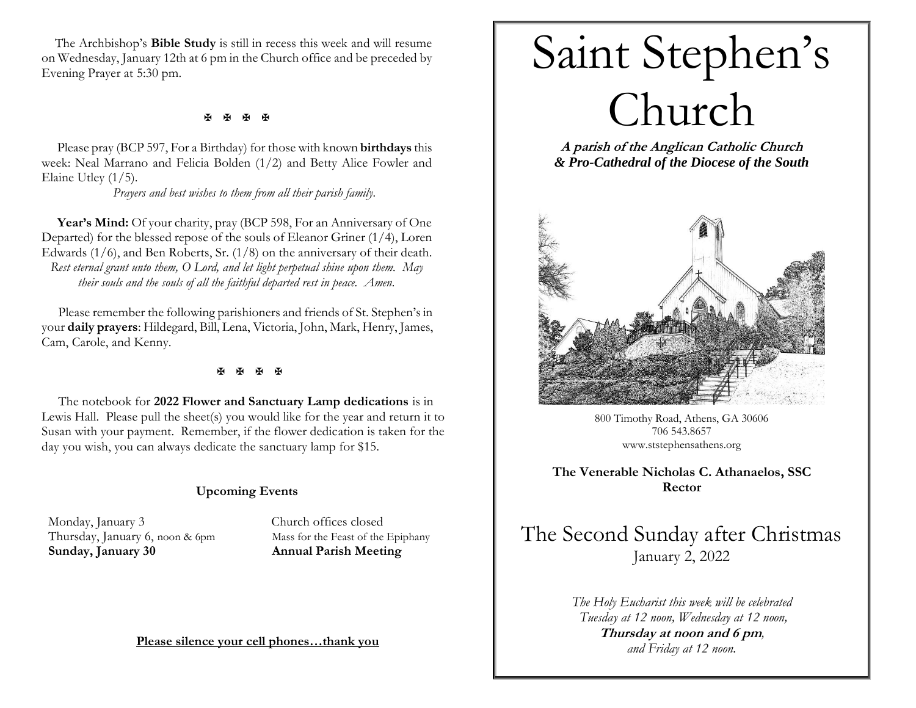The Archbishop's **Bible Study** is still in recess this week and will resume on Wednesday, January 12th at 6 pm in the Church office and be preceded by Evening Prayer at 5:30 pm.

✠ ✠ ✠ ✠

Please pray (BCP 597, For a Birthday) for those with known **birthdays** this week: Neal Marrano and Felicia Bolden (1/2) and Betty Alice Fowler and Elaine Utley (1/5).

*Prayers and best wishes to them from all their parish family.*

**Year's Mind:** Of your charity, pray (BCP 598, For an Anniversary of One Departed) for the blessed repose of the souls of Eleanor Griner (1/4), Loren Edwards (1/6), and Ben Roberts, Sr. (1/8) on the anniversary of their death.

*Rest eternal grant unto them, O Lord, and let light perpetual shine upon them. May their souls and the souls of all the faithful departed rest in peace. Amen.*

Please remember the following parishioners and friends of St. Stephen's in your **daily prayers**: Hildegard, Bill, Lena, Victoria, John, Mark, Henry, James, Cam, Carole, and Kenny.

✠ ✠ ✠ ✠

The notebook for **2022 Flower and Sanctuary Lamp dedications** is in Lewis Hall. Please pull the sheet(s) you would like for the year and return it to Susan with your payment. Remember, if the flower dedication is taken for the day you wish, you can always dedicate the sanctuary lamp for $15.

**Upcoming Events**

| | |
|---|---|
| Monday, January 3 | Church offices closed |
| Thursday, January 6, noon & 6pm | Mass for the Feast of the Epiphany |
| **Sunday, January 30** | **Annual Parish Meeting** |

**Please silence your cell phones…thank you**

# Saint Stephen's Church

***A parish of the Anglican Catholic Church***
***& Pro-Cathedral of the Diocese of the South***

800 Timothy Road, Athens, GA 30606
706 543.8657
www.ststephensathens.org

**The Venerable Nicholas C. Athanaelos, SSC**
**Rector**

## The Second Sunday after Christmas

January 2, 2022

*The Holy Eucharist this week will be celebrated Tuesday at 12 noon, Wednesday at 12 noon,* ***Thursday at noon and 6 pm****, and Friday at 12 noon.*